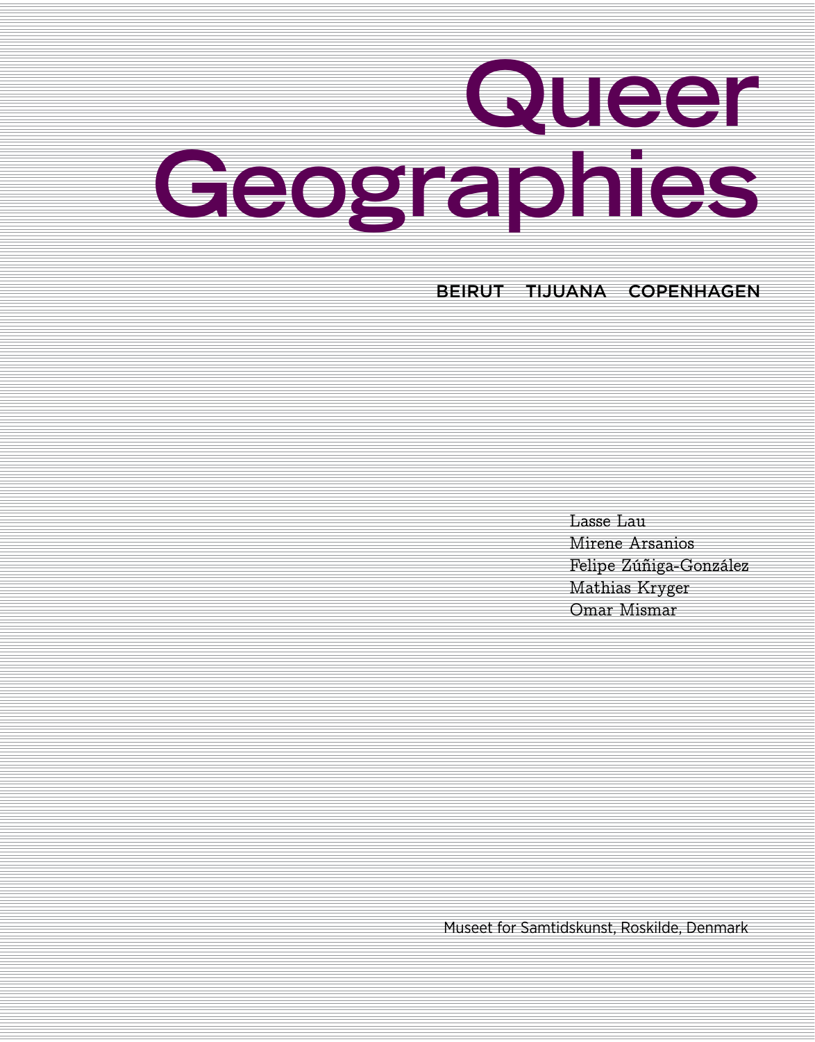# Queer Geographies

BEIRUT TIJUANA COPENHAGEN

Lasse Lau
Mirene Arsanios
Felipe Zúñiga-González
Mathias Kryger
Omar Mismar

Museet for Samtidskunst, Roskilde, Denmark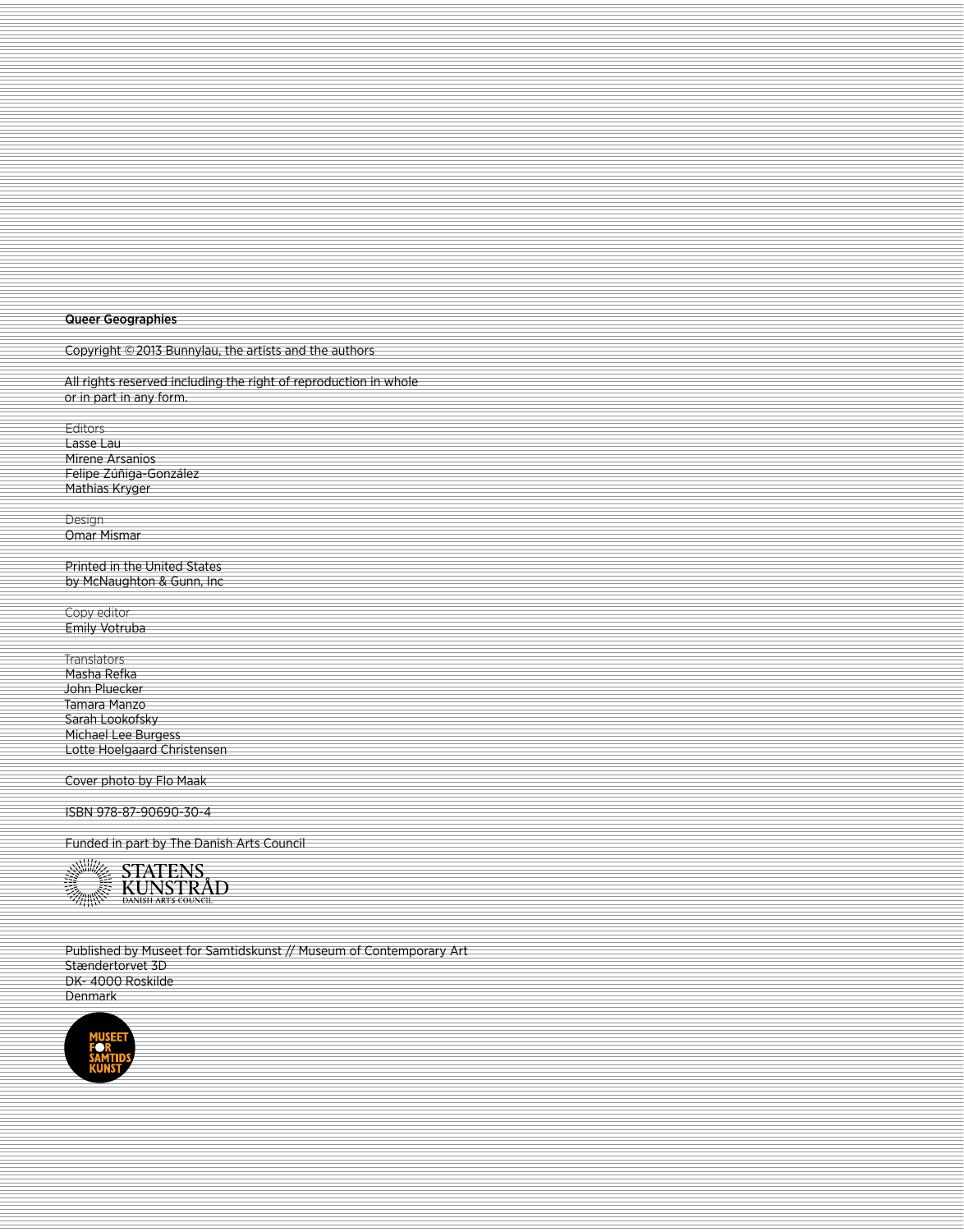**Queer Geographies**

Copyright © 2013 Bunnylau, the artists and the authors

All rights reserved including the right of reproduction in whole or in part in any form.

Editors
Lasse Lau
Mirene Arsanios
Felipe Zúñiga-González
Mathias Kryger

Design
Omar Mismar

Printed in the United States
by McNaughton & Gunn, Inc

Copy editor
Emily Votruba

Translators
Masha Refka
John Pluecker
Tamara Manzo
Sarah Lookofsky
Michael Lee Burgess
Lotte Hoelgaard Christensen

Cover photo by Flo Maak

ISBN 978-87-90690-30-4

Funded in part by The Danish Arts Council

STATENS KUNSTRÅD
DANISH ARTS COUNCIL

Published by Museet for Samtidskunst // Museum of Contemporary Art
Stændertorvet 3D
DK- 4000 Roskilde
Denmark

MUSEET FOR SAMTIDS KUNST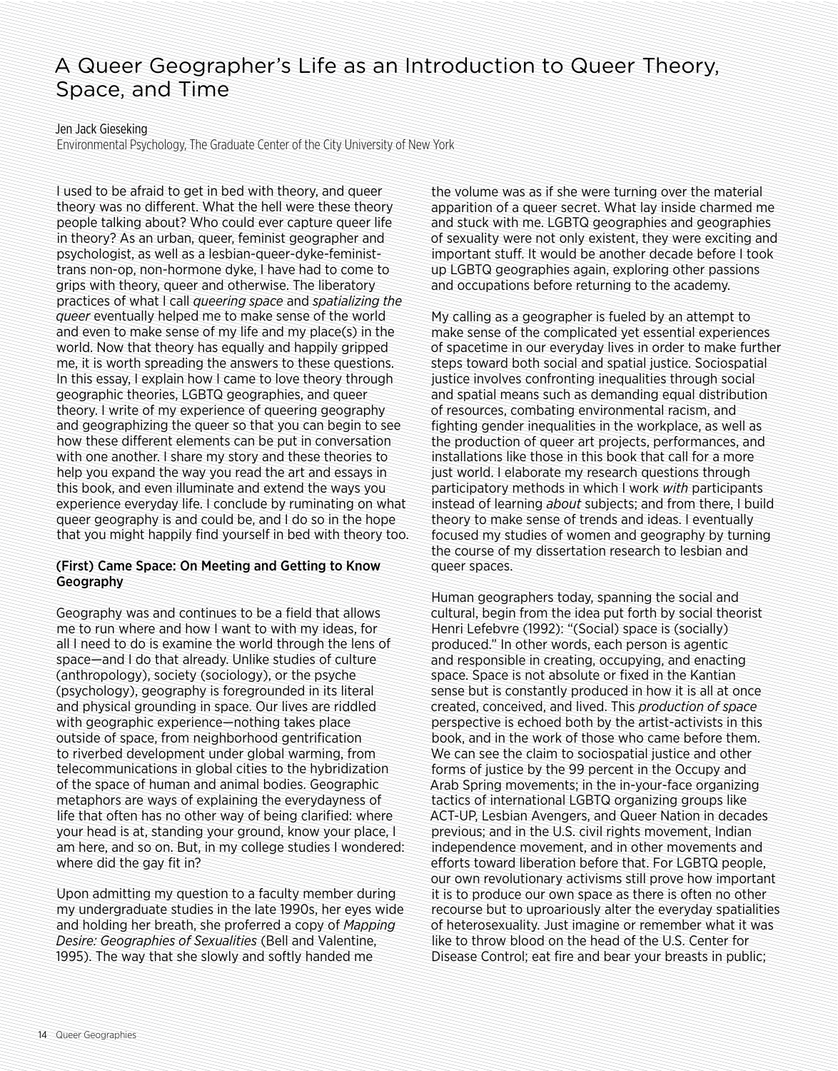# A Queer Geographer's Life as an Introduction to Queer Theory, Space, and Time

Jen Jack Gieseking

Environmental Psychology, The Graduate Center of the City University of New York

I used to be afraid to get in bed with theory, and queer theory was no different. What the hell were these theory people talking about? Who could ever capture queer life in theory? As an urban, queer, feminist geographer and psychologist, as well as a lesbian-queer-dyke-feminist-trans non-op, non-hormone dyke, I have had to come to grips with theory, queer and otherwise. The liberatory practices of what I call *queering space* and *spatializing the queer* eventually helped me to make sense of the world and even to make sense of my life and my place(s) in the world. Now that theory has equally and happily gripped me, it is worth spreading the answers to these questions. In this essay, I explain how I came to love theory through geographic theories, LGBTQ geographies, and queer theory. I write of my experience of queering geography and geographizing the queer so that you can begin to see how these different elements can be put in conversation with one another. I share my story and these theories to help you expand the way you read the art and essays in this book, and even illuminate and extend the ways you experience everyday life. I conclude by ruminating on what queer geography is and could be, and I do so in the hope that you might happily find yourself in bed with theory too.

## (First) Came Space: On Meeting and Getting to Know Geography

Geography was and continues to be a field that allows me to run where and how I want to with my ideas, for all I need to do is examine the world through the lens of space—and I do that already. Unlike studies of culture (anthropology), society (sociology), or the psyche (psychology), geography is foregrounded in its literal and physical grounding in space. Our lives are riddled with geographic experience—nothing takes place outside of space, from neighborhood gentrification to riverbed development under global warming, from telecommunications in global cities to the hybridization of the space of human and animal bodies. Geographic metaphors are ways of explaining the everydayness of life that often has no other way of being clarified: where your head is at, standing your ground, know your place, I am here, and so on. But, in my college studies I wondered: where did the gay fit in?

Upon admitting my question to a faculty member during my undergraduate studies in the late 1990s, her eyes wide and holding her breath, she proferred a copy of *Mapping Desire: Geographies of Sexualities* (Bell and Valentine, 1995). The way that she slowly and softly handed me the volume was as if she were turning over the material apparition of a queer secret. What lay inside charmed me and stuck with me. LGBTQ geographies and geographies of sexuality were not only existent, they were exciting and important stuff. It would be another decade before I took up LGBTQ geographies again, exploring other passions and occupations before returning to the academy.

My calling as a geographer is fueled by an attempt to make sense of the complicated yet essential experiences of spacetime in our everyday lives in order to make further steps toward both social and spatial justice. Sociospatial justice involves confronting inequalities through social and spatial means such as demanding equal distribution of resources, combating environmental racism, and fighting gender inequalities in the workplace, as well as the production of queer art projects, performances, and installations like those in this book that call for a more just world. I elaborate my research questions through participatory methods in which I work *with* participants instead of learning *about* subjects; and from there, I build theory to make sense of trends and ideas. I eventually focused my studies of women and geography by turning the course of my dissertation research to lesbian and queer spaces.

Human geographers today, spanning the social and cultural, begin from the idea put forth by social theorist Henri Lefebvre (1992): "(Social) space is (socially) produced." In other words, each person is agentic and responsible in creating, occupying, and enacting space. Space is not absolute or fixed in the Kantian sense but is constantly produced in how it is all at once created, conceived, and lived. This *production of space* perspective is echoed both by the artist-activists in this book, and in the work of those who came before them. We can see the claim to sociospatial justice and other forms of justice by the 99 percent in the Occupy and Arab Spring movements; in the in-your-face organizing tactics of international LGBTQ organizing groups like ACT-UP, Lesbian Avengers, and Queer Nation in decades previous; and in the U.S. civil rights movement, Indian independence movement, and in other movements and efforts toward liberation before that. For LGBTQ people, our own revolutionary activisms still prove how important it is to produce our own space as there is often no other recourse but to uproariously alter the everyday spatialities of heterosexuality. Just imagine or remember what it was like to throw blood on the head of the U.S. Center for Disease Control; eat fire and bear your breasts in public;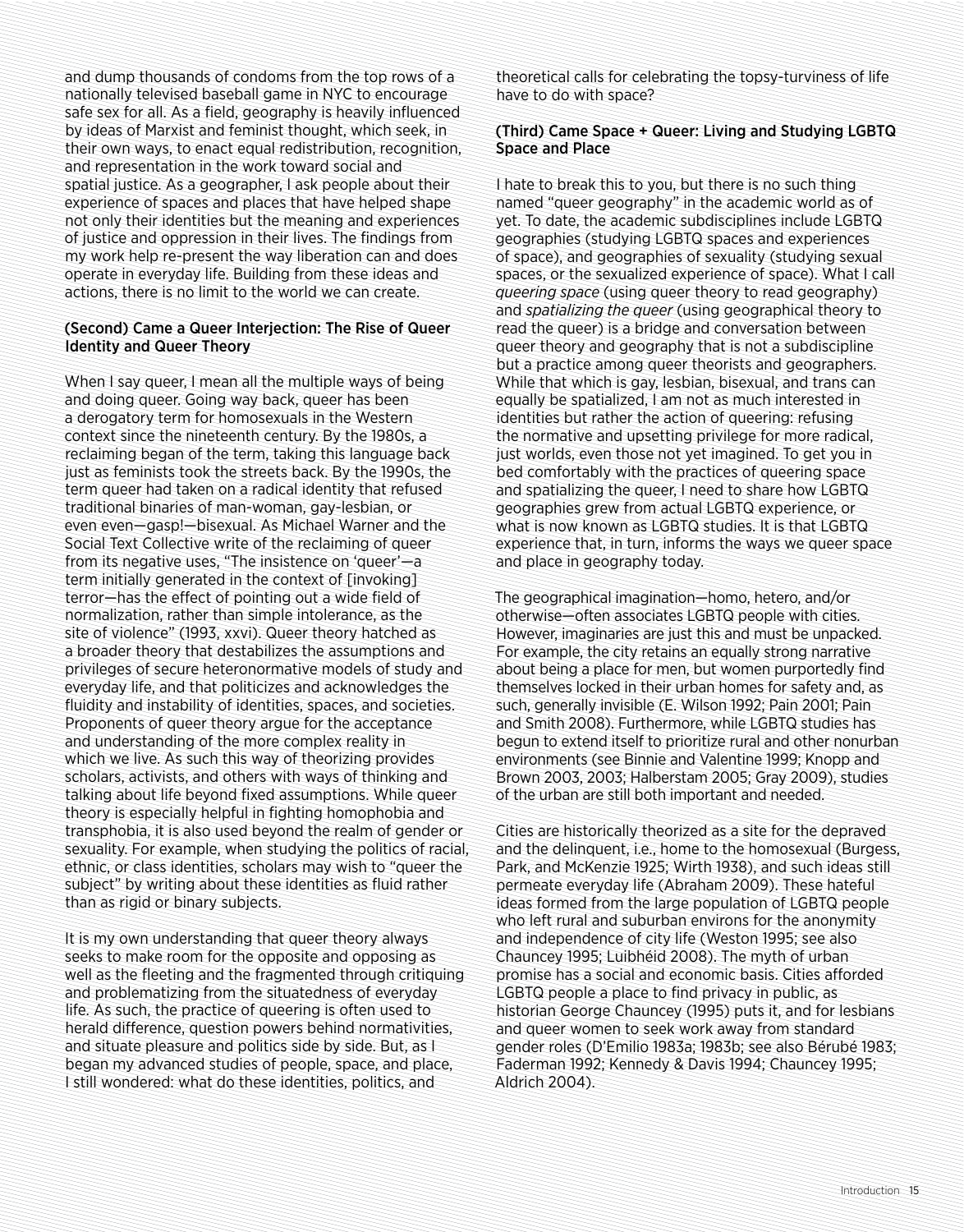and dump thousands of condoms from the top rows of a nationally televised baseball game in NYC to encourage safe sex for all. As a field, geography is heavily influenced by ideas of Marxist and feminist thought, which seek, in their own ways, to enact equal redistribution, recognition, and representation in the work toward social and spatial justice. As a geographer, I ask people about their experience of spaces and places that have helped shape not only their identities but the meaning and experiences of justice and oppression in their lives. The findings from my work help re-present the way liberation can and does operate in everyday life. Building from these ideas and actions, there is no limit to the world we can create.

### (Second) Came a Queer Interjection: The Rise of Queer Identity and Queer Theory

When I say queer, I mean all the multiple ways of being and doing queer. Going way back, queer has been a derogatory term for homosexuals in the Western context since the nineteenth century. By the 1980s, a reclaiming began of the term, taking this language back just as feminists took the streets back. By the 1990s, the term queer had taken on a radical identity that refused traditional binaries of man-woman, gay-lesbian, or even even—gasp!—bisexual. As Michael Warner and the Social Text Collective write of the reclaiming of queer from its negative uses, "The insistence on 'queer'—a term initially generated in the context of [invoking] terror—has the effect of pointing out a wide field of normalization, rather than simple intolerance, as the site of violence" (1993, xxvi). Queer theory hatched as a broader theory that destabilizes the assumptions and privileges of secure heteronormative models of study and everyday life, and that politicizes and acknowledges the fluidity and instability of identities, spaces, and societies. Proponents of queer theory argue for the acceptance and understanding of the more complex reality in which we live. As such this way of theorizing provides scholars, activists, and others with ways of thinking and talking about life beyond fixed assumptions. While queer theory is especially helpful in fighting homophobia and transphobia, it is also used beyond the realm of gender or sexuality. For example, when studying the politics of racial, ethnic, or class identities, scholars may wish to "queer the subject" by writing about these identities as fluid rather than as rigid or binary subjects.

It is my own understanding that queer theory always seeks to make room for the opposite and opposing as well as the fleeting and the fragmented through critiquing and problematizing from the situatedness of everyday life. As such, the practice of queering is often used to herald difference, question powers behind normativities, and situate pleasure and politics side by side. But, as I began my advanced studies of people, space, and place, I still wondered: what do these identities, politics, and theoretical calls for celebrating the topsy-turviness of life have to do with space?

### (Third) Came Space + Queer: Living and Studying LGBTQ Space and Place

I hate to break this to you, but there is no such thing named "queer geography" in the academic world as of yet. To date, the academic subdisciplines include LGBTQ geographies (studying LGBTQ spaces and experiences of space), and geographies of sexuality (studying sexual spaces, or the sexualized experience of space). What I call *queering space* (using queer theory to read geography) and *spatializing the queer* (using geographical theory to read the queer) is a bridge and conversation between queer theory and geography that is not a subdiscipline but a practice among queer theorists and geographers. While that which is gay, lesbian, bisexual, and trans can equally be spatialized, I am not as much interested in identities but rather the action of queering: refusing the normative and upsetting privilege for more radical, just worlds, even those not yet imagined. To get you in bed comfortably with the practices of queering space and spatializing the queer, I need to share how LGBTQ geographies grew from actual LGBTQ experience, or what is now known as LGBTQ studies. It is that LGBTQ experience that, in turn, informs the ways we queer space and place in geography today.

The geographical imagination—homo, hetero, and/or otherwise—often associates LGBTQ people with cities. However, imaginaries are just this and must be unpacked. For example, the city retains an equally strong narrative about being a place for men, but women purportedly find themselves locked in their urban homes for safety and, as such, generally invisible (E. Wilson 1992; Pain 2001; Pain and Smith 2008). Furthermore, while LGBTQ studies has begun to extend itself to prioritize rural and other nonurban environments (see Binnie and Valentine 1999; Knopp and Brown 2003, 2003; Halberstam 2005; Gray 2009), studies of the urban are still both important and needed.

Cities are historically theorized as a site for the depraved and the delinquent, i.e., home to the homosexual (Burgess, Park, and McKenzie 1925; Wirth 1938), and such ideas still permeate everyday life (Abraham 2009). These hateful ideas formed from the large population of LGBTQ people who left rural and suburban environs for the anonymity and independence of city life (Weston 1995; see also Chauncey 1995; Luibhéid 2008). The myth of urban promise has a social and economic basis. Cities afforded LGBTQ people a place to find privacy in public, as historian George Chauncey (1995) puts it, and for lesbians and queer women to seek work away from standard gender roles (D'Emilio 1983a; 1983b; see also Bérubé 1983; Faderman 1992; Kennedy & Davis 1994; Chauncey 1995; Aldrich 2004).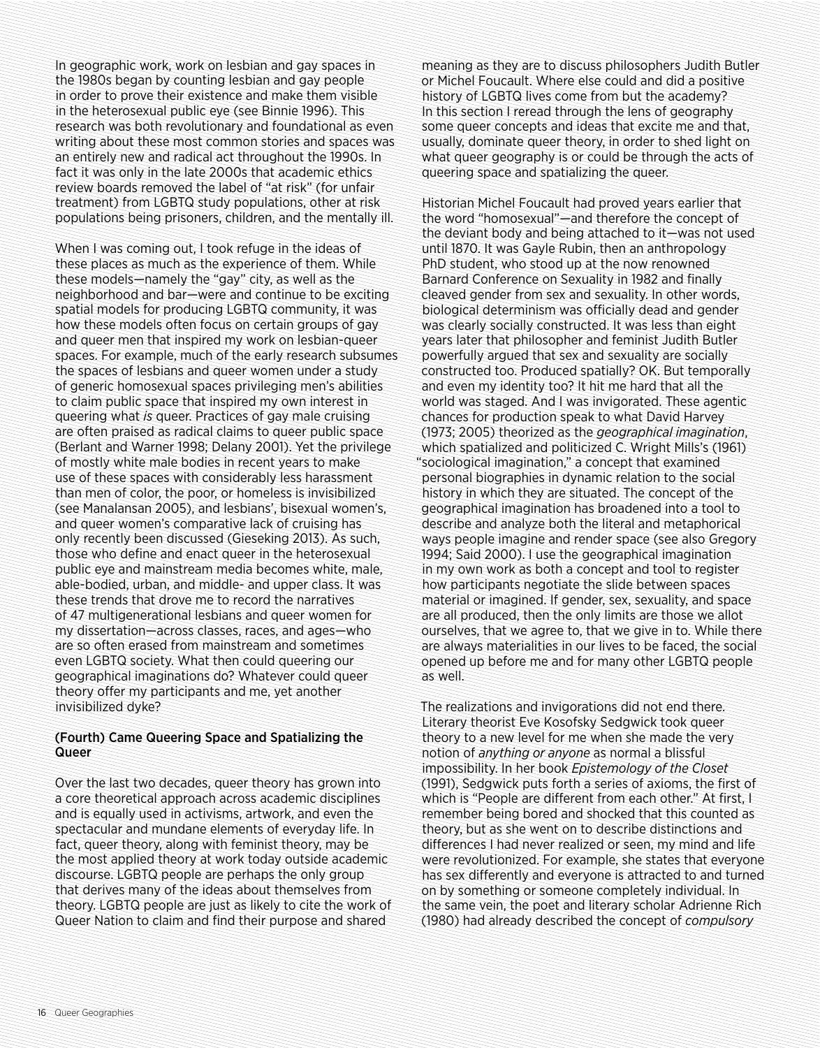In geographic work, work on lesbian and gay spaces in the 1980s began by counting lesbian and gay people in order to prove their existence and make them visible in the heterosexual public eye (see Binnie 1996). This research was both revolutionary and foundational as even writing about these most common stories and spaces was an entirely new and radical act throughout the 1990s. In fact it was only in the late 2000s that academic ethics review boards removed the label of "at risk" (for unfair treatment) from LGBTQ study populations, other at risk populations being prisoners, children, and the mentally ill.

When I was coming out, I took refuge in the ideas of these places as much as the experience of them. While these models—namely the "gay" city, as well as the neighborhood and bar—were and continue to be exciting spatial models for producing LGBTQ community, it was how these models often focus on certain groups of gay and queer men that inspired my work on lesbian-queer spaces. For example, much of the early research subsumes the spaces of lesbians and queer women under a study of generic homosexual spaces privileging men's abilities to claim public space that inspired my own interest in queering what *is* queer. Practices of gay male cruising are often praised as radical claims to queer public space (Berlant and Warner 1998; Delany 2001). Yet the privilege of mostly white male bodies in recent years to make use of these spaces with considerably less harassment than men of color, the poor, or homeless is invisibilized (see Manalansan 2005), and lesbians', bisexual women's, and queer women's comparative lack of cruising has only recently been discussed (Gieseking 2013). As such, those who define and enact queer in the heterosexual public eye and mainstream media becomes white, male, able-bodied, urban, and middle- and upper class. It was these trends that drove me to record the narratives of 47 multigenerational lesbians and queer women for my dissertation—across classes, races, and ages—who are so often erased from mainstream and sometimes even LGBTQ society. What then could queering our geographical imaginations do? Whatever could queer theory offer my participants and me, yet another invisibilized dyke?

### (Fourth) Came Queering Space and Spatializing the Queer

Over the last two decades, queer theory has grown into a core theoretical approach across academic disciplines and is equally used in activisms, artwork, and even the spectacular and mundane elements of everyday life. In fact, queer theory, along with feminist theory, may be the most applied theory at work today outside academic discourse. LGBTQ people are perhaps the only group that derives many of the ideas about themselves from theory. LGBTQ people are just as likely to cite the work of Queer Nation to claim and find their purpose and shared meaning as they are to discuss philosophers Judith Butler or Michel Foucault. Where else could and did a positive history of LGBTQ lives come from but the academy? In this section I reread through the lens of geography some queer concepts and ideas that excite me and that, usually, dominate queer theory, in order to shed light on what queer geography is or could be through the acts of queering space and spatializing the queer.

Historian Michel Foucault had proved years earlier that the word "homosexual"—and therefore the concept of the deviant body and being attached to it—was not used until 1870. It was Gayle Rubin, then an anthropology PhD student, who stood up at the now renowned Barnard Conference on Sexuality in 1982 and finally cleaved gender from sex and sexuality. In other words, biological determinism was officially dead and gender was clearly socially constructed. It was less than eight years later that philosopher and feminist Judith Butler powerfully argued that sex and sexuality are socially constructed too. Produced spatially? OK. But temporally and even my identity too? It hit me hard that all the world was staged. And I was invigorated. These agentic chances for production speak to what David Harvey (1973; 2005) theorized as the *geographical imagination*, which spatialized and politicized C. Wright Mills's (1961) "sociological imagination," a concept that examined personal biographies in dynamic relation to the social history in which they are situated. The concept of the geographical imagination has broadened into a tool to describe and analyze both the literal and metaphorical ways people imagine and render space (see also Gregory 1994; Said 2000). I use the geographical imagination in my own work as both a concept and tool to register how participants negotiate the slide between spaces material or imagined. If gender, sex, sexuality, and space are all produced, then the only limits are those we allot ourselves, that we agree to, that we give in to. While there are always materialities in our lives to be faced, the social opened up before me and for many other LGBTQ people as well.

The realizations and invigorations did not end there. Literary theorist Eve Kosofsky Sedgwick took queer theory to a new level for me when she made the very notion of *anything or anyone* as normal a blissful impossibility. In her book *Epistemology of the Closet* (1991), Sedgwick puts forth a series of axioms, the first of which is "People are different from each other." At first, I remember being bored and shocked that this counted as theory, but as she went on to describe distinctions and differences I had never realized or seen, my mind and life were revolutionized. For example, she states that everyone has sex differently and everyone is attracted to and turned on by something or someone completely individual. In the same vein, the poet and literary scholar Adrienne Rich (1980) had already described the concept of *compulsory*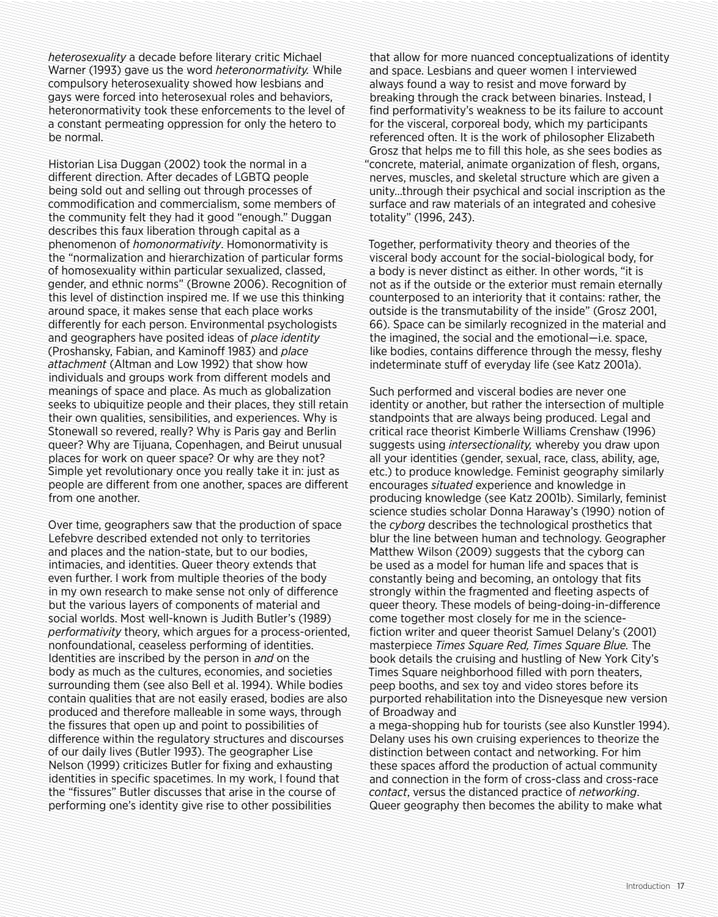*heterosexuality* a decade before literary critic Michael Warner (1993) gave us the word *heteronormativity.* While compulsory heterosexuality showed how lesbians and gays were forced into heterosexual roles and behaviors, heteronormativity took these enforcements to the level of a constant permeating oppression for only the hetero to be normal.

Historian Lisa Duggan (2002) took the normal in a different direction. After decades of LGBTQ people being sold out and selling out through processes of commodification and commercialism, some members of the community felt they had it good "enough." Duggan describes this faux liberation through capital as a phenomenon of *homonormativity*. Homonormativity is the "normalization and hierarchization of particular forms of homosexuality within particular sexualized, classed, gender, and ethnic norms" (Browne 2006). Recognition of this level of distinction inspired me. If we use this thinking around space, it makes sense that each place works differently for each person. Environmental psychologists and geographers have posited ideas of *place identity* (Proshansky, Fabian, and Kaminoff 1983) and *place attachment* (Altman and Low 1992) that show how individuals and groups work from different models and meanings of space and place. As much as globalization seeks to ubiquitize people and their places, they still retain their own qualities, sensibilities, and experiences. Why is Stonewall so revered, really? Why is Paris gay and Berlin queer? Why are Tijuana, Copenhagen, and Beirut unusual places for work on queer space? Or why are they not? Simple yet revolutionary once you really take it in: just as people are different from one another, spaces are different from one another.

Over time, geographers saw that the production of space Lefebvre described extended not only to territories and places and the nation-state, but to our bodies, intimacies, and identities. Queer theory extends that even further. I work from multiple theories of the body in my own research to make sense not only of difference but the various layers of components of material and social worlds. Most well-known is Judith Butler's (1989) *performativity* theory, which argues for a process-oriented, nonfoundational, ceaseless performing of identities. Identities are inscribed by the person in *and* on the body as much as the cultures, economies, and societies surrounding them (see also Bell et al. 1994). While bodies contain qualities that are not easily erased, bodies are also produced and therefore malleable in some ways, through the fissures that open up and point to possibilities of difference within the regulatory structures and discourses of our daily lives (Butler 1993). The geographer Lise Nelson (1999) criticizes Butler for fixing and exhausting identities in specific spacetimes. In my work, I found that the "fissures" Butler discusses that arise in the course of performing one's identity give rise to other possibilities that allow for more nuanced conceptualizations of identity and space. Lesbians and queer women I interviewed always found a way to resist and move forward by breaking through the crack between binaries. Instead, I find performativity's weakness to be its failure to account for the visceral, corporeal body, which my participants referenced often. It is the work of philosopher Elizabeth Grosz that helps me to fill this hole, as she sees bodies as "concrete, material, animate organization of flesh, organs, nerves, muscles, and skeletal structure which are given a unity…through their psychical and social inscription as the surface and raw materials of an integrated and cohesive totality" (1996, 243).

Together, performativity theory and theories of the visceral body account for the social-biological body, for a body is never distinct as either. In other words, "it is not as if the outside or the exterior must remain eternally counterposed to an interiority that it contains: rather, the outside is the transmutability of the inside" (Grosz 2001, 66). Space can be similarly recognized in the material and the imagined, the social and the emotional—i.e. space, like bodies, contains difference through the messy, fleshy indeterminate stuff of everyday life (see Katz 2001a).

Such performed and visceral bodies are never one identity or another, but rather the intersection of multiple standpoints that are always being produced. Legal and critical race theorist Kimberle Williams Crenshaw (1996) suggests using *intersectionality,* whereby you draw upon all your identities (gender, sexual, race, class, ability, age, etc.) to produce knowledge. Feminist geography similarly encourages *situated* experience and knowledge in producing knowledge (see Katz 2001b). Similarly, feminist science studies scholar Donna Haraway's (1990) notion of the *cyborg* describes the technological prosthetics that blur the line between human and technology. Geographer Matthew Wilson (2009) suggests that the cyborg can be used as a model for human life and spaces that is constantly being and becoming, an ontology that fits strongly within the fragmented and fleeting aspects of queer theory. These models of being-doing-in-difference come together most closely for me in the science-fiction writer and queer theorist Samuel Delany's (2001) masterpiece *Times Square Red, Times Square Blue.* The book details the cruising and hustling of New York City's Times Square neighborhood filled with porn theaters, peep booths, and sex toy and video stores before its purported rehabilitation into the Disneyesque new version of Broadway and a mega-shopping hub for tourists (see also Kunstler 1994). Delany uses his own cruising experiences to theorize the distinction between contact and networking. For him these spaces afford the production of actual community and connection in the form of cross-class and cross-race *contact*, versus the distanced practice of *networking*. Queer geography then becomes the ability to make what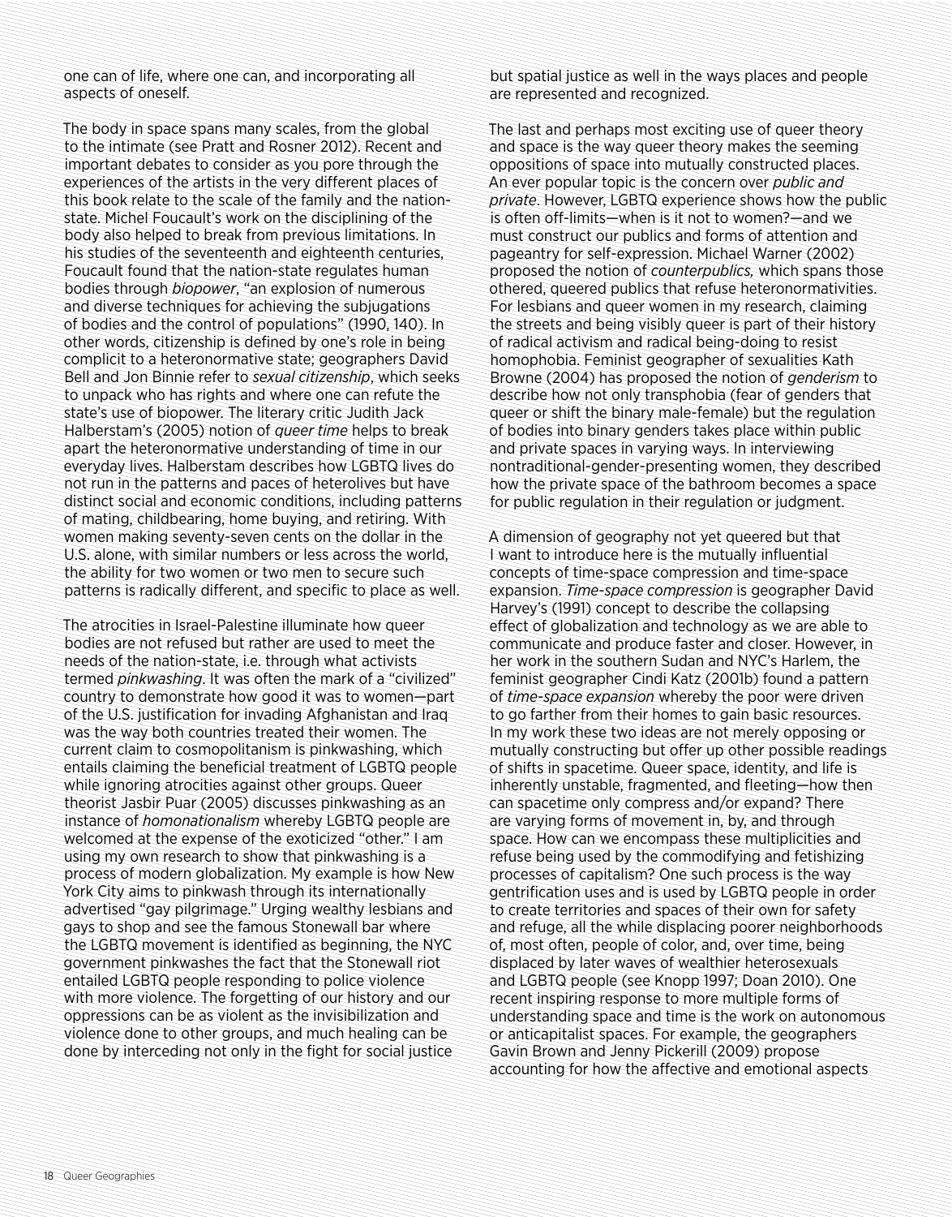one can of life, where one can, and incorporating all aspects of oneself.

The body in space spans many scales, from the global to the intimate (see Pratt and Rosner 2012). Recent and important debates to consider as you pore through the experiences of the artists in the very different places of this book relate to the scale of the family and the nation-state. Michel Foucault's work on the disciplining of the body also helped to break from previous limitations. In his studies of the seventeenth and eighteenth centuries, Foucault found that the nation-state regulates human bodies through *biopower*, "an explosion of numerous and diverse techniques for achieving the subjugations of bodies and the control of populations" (1990, 140). In other words, citizenship is defined by one's role in being complicit to a heteronormative state; geographers David Bell and Jon Binnie refer to *sexual citizenship*, which seeks to unpack who has rights and where one can refute the state's use of biopower. The literary critic Judith Jack Halberstam's (2005) notion of *queer time* helps to break apart the heteronormative understanding of time in our everyday lives. Halberstam describes how LGBTQ lives do not run in the patterns and paces of heterolives but have distinct social and economic conditions, including patterns of mating, childbearing, home buying, and retiring. With women making seventy-seven cents on the dollar in the U.S. alone, with similar numbers or less across the world, the ability for two women or two men to secure such patterns is radically different, and specific to place as well.

The atrocities in Israel-Palestine illuminate how queer bodies are not refused but rather are used to meet the needs of the nation-state, i.e. through what activists termed *pinkwashing*. It was often the mark of a "civilized" country to demonstrate how good it was to women—part of the U.S. justification for invading Afghanistan and Iraq was the way both countries treated their women. The current claim to cosmopolitanism is pinkwashing, which entails claiming the beneficial treatment of LGBTQ people while ignoring atrocities against other groups. Queer theorist Jasbir Puar (2005) discusses pinkwashing as an instance of *homonationalism* whereby LGBTQ people are welcomed at the expense of the exoticized "other." I am using my own research to show that pinkwashing is a process of modern globalization. My example is how New York City aims to pinkwash through its internationally advertised "gay pilgrimage." Urging wealthy lesbians and gays to shop and see the famous Stonewall bar where the LGBTQ movement is identified as beginning, the NYC government pinkwashes the fact that the Stonewall riot entailed LGBTQ people responding to police violence with more violence. The forgetting of our history and our oppressions can be as violent as the invisibilization and violence done to other groups, and much healing can be done by interceding not only in the fight for social justice but spatial justice as well in the ways places and people are represented and recognized.

The last and perhaps most exciting use of queer theory and space is the way queer theory makes the seeming oppositions of space into mutually constructed places. An ever popular topic is the concern over *public and private*. However, LGBTQ experience shows how the public is often off-limits—when is it not to women?—and we must construct our publics and forms of attention and pageantry for self-expression. Michael Warner (2002) proposed the notion of *counterpublics,* which spans those othered, queered publics that refuse heteronormativities. For lesbians and queer women in my research, claiming the streets and being visibly queer is part of their history of radical activism and radical being-doing to resist homophobia. Feminist geographer of sexualities Kath Browne (2004) has proposed the notion of *genderism* to describe how not only transphobia (fear of genders that queer or shift the binary male-female) but the regulation of bodies into binary genders takes place within public and private spaces in varying ways. In interviewing nontraditional-gender-presenting women, they described how the private space of the bathroom becomes a space for public regulation in their regulation or judgment.

A dimension of geography not yet queered but that I want to introduce here is the mutually influential concepts of time-space compression and time-space expansion. *Time-space compression* is geographer David Harvey's (1991) concept to describe the collapsing effect of globalization and technology as we are able to communicate and produce faster and closer. However, in her work in the southern Sudan and NYC's Harlem, the feminist geographer Cindi Katz (2001b) found a pattern of *time-space expansion* whereby the poor were driven to go farther from their homes to gain basic resources. In my work these two ideas are not merely opposing or mutually constructing but offer up other possible readings of shifts in spacetime. Queer space, identity, and life is inherently unstable, fragmented, and fleeting—how then can spacetime only compress and/or expand? There are varying forms of movement in, by, and through space. How can we encompass these multiplicities and refuse being used by the commodifying and fetishizing processes of capitalism? One such process is the way gentrification uses and is used by LGBTQ people in order to create territories and spaces of their own for safety and refuge, all the while displacing poorer neighborhoods of, most often, people of color, and, over time, being displaced by later waves of wealthier heterosexuals and LGBTQ people (see Knopp 1997; Doan 2010). One recent inspiring response to more multiple forms of understanding space and time is the work on autonomous or anticapitalist spaces. For example, the geographers Gavin Brown and Jenny Pickerill (2009) propose accounting for how the affective and emotional aspects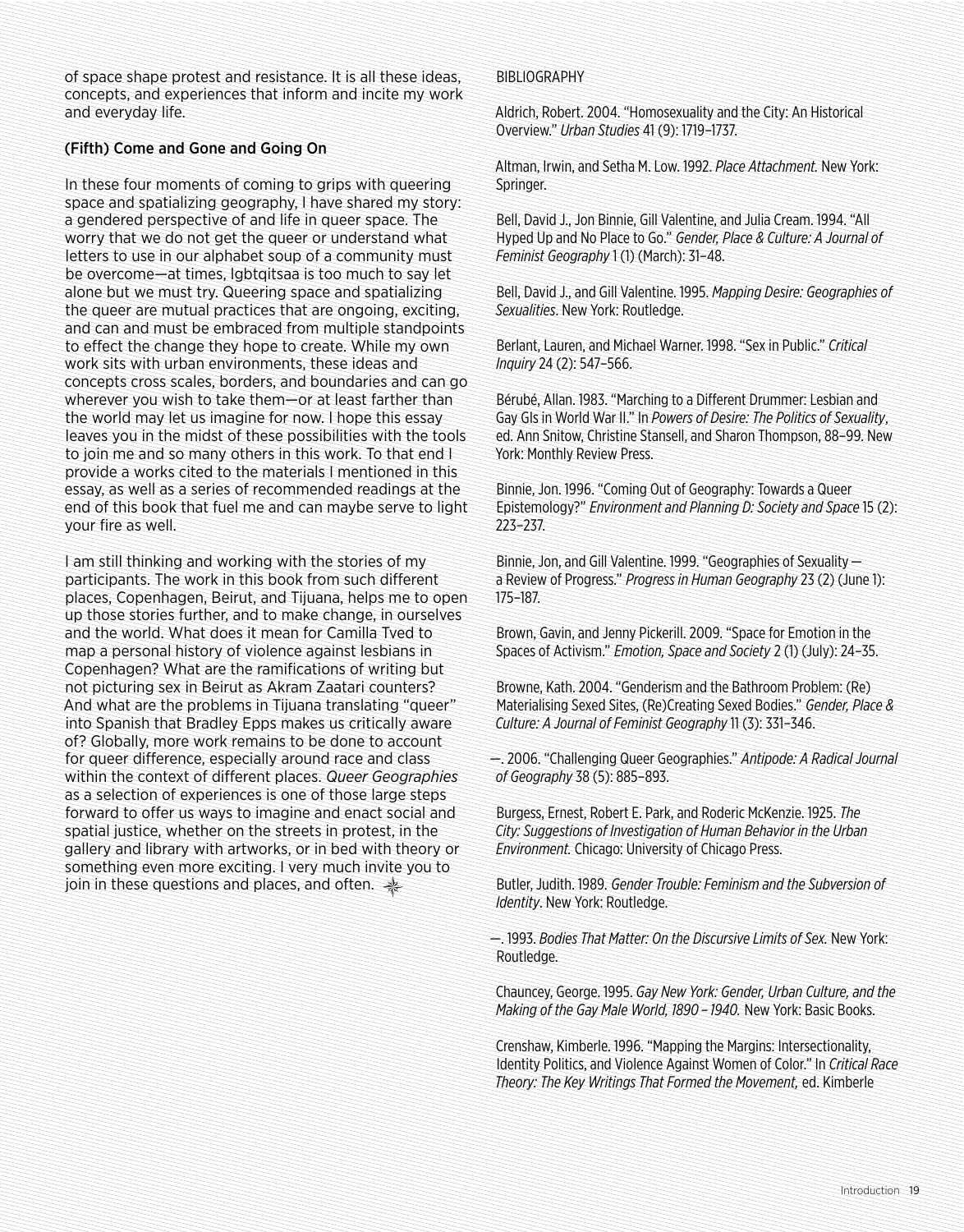of space shape protest and resistance. It is all these ideas, concepts, and experiences that inform and incite my work and everyday life.

### (Fifth) Come and Gone and Going On

In these four moments of coming to grips with queering space and spatializing geography, I have shared my story: a gendered perspective of and life in queer space. The worry that we do not get the queer or understand what letters to use in our alphabet soup of a community must be overcome—at times, lgbtqitsaa is too much to say let alone but we must try. Queering space and spatializing the queer are mutual practices that are ongoing, exciting, and can and must be embraced from multiple standpoints to effect the change they hope to create. While my own work sits with urban environments, these ideas and concepts cross scales, borders, and boundaries and can go wherever you wish to take them—or at least farther than the world may let us imagine for now. I hope this essay leaves you in the midst of these possibilities with the tools to join me and so many others in this work. To that end I provide a works cited to the materials I mentioned in this essay, as well as a series of recommended readings at the end of this book that fuel me and can maybe serve to light your fire as well.

I am still thinking and working with the stories of my participants. The work in this book from such different places, Copenhagen, Beirut, and Tijuana, helps me to open up those stories further, and to make change, in ourselves and the world. What does it mean for Camilla Tved to map a personal history of violence against lesbians in Copenhagen? What are the ramifications of writing but not picturing sex in Beirut as Akram Zaatari counters? And what are the problems in Tijuana translating "queer" into Spanish that Bradley Epps makes us critically aware of? Globally, more work remains to be done to account for queer difference, especially around race and class within the context of different places. *Queer Geographies* as a selection of experiences is one of those large steps forward to offer us ways to imagine and enact social and spatial justice, whether on the streets in protest, in the gallery and library with artworks, or in bed with theory or something even more exciting. I very much invite you to join in these questions and places, and often.

BIBLIOGRAPHY

Aldrich, Robert. 2004. "Homosexuality and the City: An Historical Overview." *Urban Studies* 41 (9): 1719–1737.

Altman, Irwin, and Setha M. Low. 1992. *Place Attachment.* New York: Springer.

Bell, David J., Jon Binnie, Gill Valentine, and Julia Cream. 1994. "All Hyped Up and No Place to Go." *Gender, Place & Culture: A Journal of Feminist Geography* 1 (1) (March): 31–48.

Bell, David J., and Gill Valentine. 1995. *Mapping Desire: Geographies of Sexualities*. New York: Routledge.

Berlant, Lauren, and Michael Warner. 1998. "Sex in Public." *Critical Inquiry* 24 (2): 547–566.

Bérubé, Allan. 1983. "Marching to a Different Drummer: Lesbian and Gay GIs in World War II." In *Powers of Desire: The Politics of Sexuality*, ed. Ann Snitow, Christine Stansell, and Sharon Thompson, 88–99. New York: Monthly Review Press.

Binnie, Jon. 1996. "Coming Out of Geography: Towards a Queer Epistemology?" *Environment and Planning D: Society and Space* 15 (2): 223–237.

Binnie, Jon, and Gill Valentine. 1999. "Geographies of Sexuality — a Review of Progress." *Progress in Human Geography* 23 (2) (June 1): 175–187.

Brown, Gavin, and Jenny Pickerill. 2009. "Space for Emotion in the Spaces of Activism." *Emotion, Space and Society* 2 (1) (July): 24–35.

Browne, Kath. 2004. "Genderism and the Bathroom Problem: (Re) Materialising Sexed Sites, (Re)Creating Sexed Bodies." *Gender, Place & Culture: A Journal of Feminist Geography* 11 (3): 331–346.

—. 2006. "Challenging Queer Geographies." *Antipode: A Radical Journal of Geography* 38 (5): 885–893.

Burgess, Ernest, Robert E. Park, and Roderic McKenzie. 1925. *The City: Suggestions of Investigation of Human Behavior in the Urban Environment.* Chicago: University of Chicago Press.

Butler, Judith. 1989. *Gender Trouble: Feminism and the Subversion of Identity*. New York: Routledge.

—. 1993. *Bodies That Matter: On the Discursive Limits of Sex.* New York: Routledge.

Chauncey, George. 1995. *Gay New York: Gender, Urban Culture, and the Making of the Gay Male World, 1890 – 1940.* New York: Basic Books.

Crenshaw, Kimberle. 1996. "Mapping the Margins: Intersectionality, Identity Politics, and Violence Against Women of Color." In *Critical Race Theory: The Key Writings That Formed the Movement,* ed. Kimberle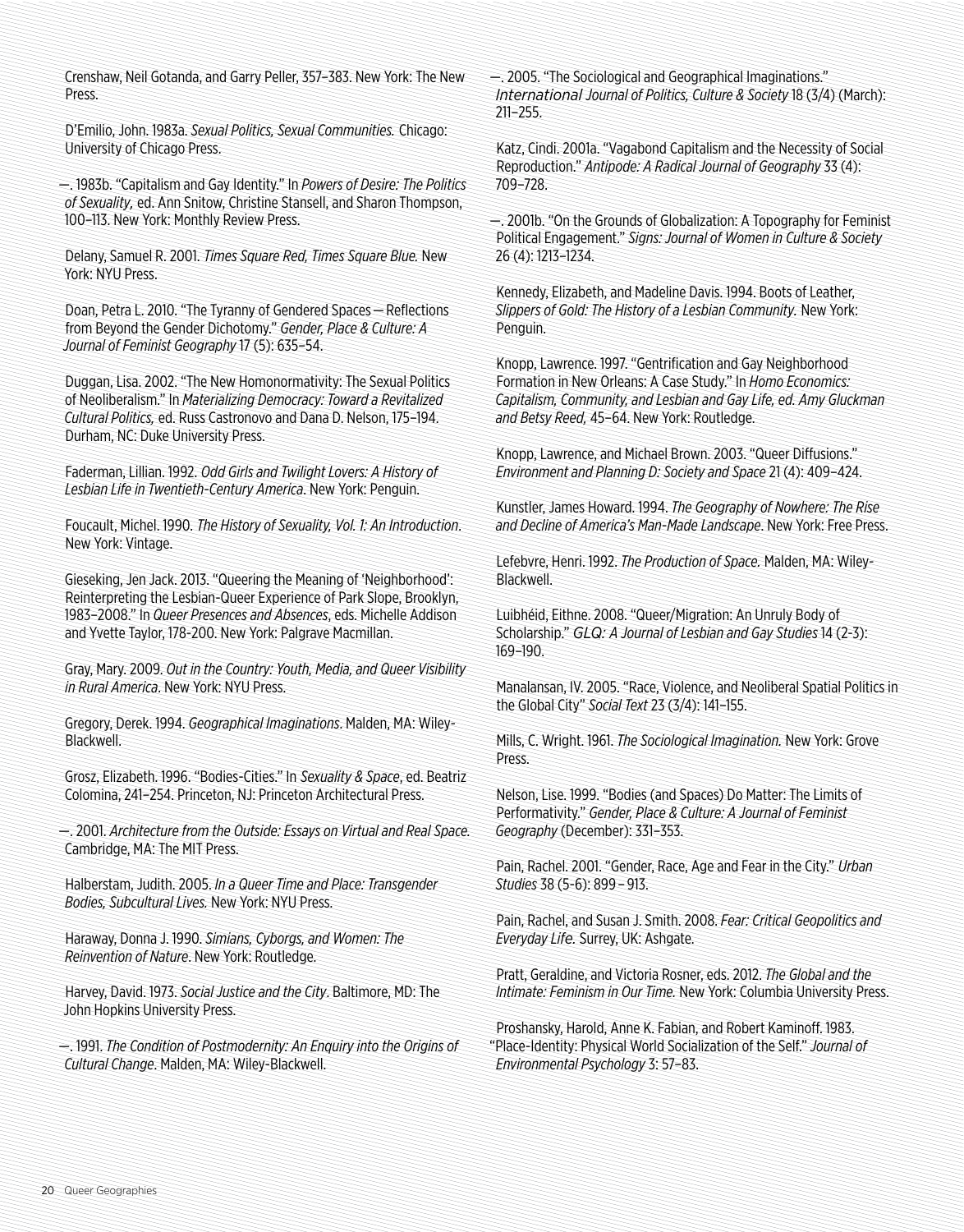Crenshaw, Neil Gotanda, and Garry Peller, 357–383. New York: The New Press.

D'Emilio, John. 1983a. *Sexual Politics, Sexual Communities.* Chicago: University of Chicago Press.

—. 1983b. "Capitalism and Gay Identity." In *Powers of Desire: The Politics of Sexuality,* ed. Ann Snitow, Christine Stansell, and Sharon Thompson, 100–113. New York: Monthly Review Press.

Delany, Samuel R. 2001. *Times Square Red, Times Square Blue.* New York: NYU Press.

Doan, Petra L. 2010. "The Tyranny of Gendered Spaces — Reflections from Beyond the Gender Dichotomy." *Gender, Place & Culture: A Journal of Feminist Geography* 17 (5): 635–54.

Duggan, Lisa. 2002. "The New Homonormativity: The Sexual Politics of Neoliberalism." In *Materializing Democracy: Toward a Revitalized Cultural Politics,* ed. Russ Castronovo and Dana D. Nelson, 175–194. Durham, NC: Duke University Press.

Faderman, Lillian. 1992. *Odd Girls and Twilight Lovers: A History of Lesbian Life in Twentieth-Century America*. New York: Penguin.

Foucault, Michel. 1990. *The History of Sexuality, Vol. 1: An Introduction*. New York: Vintage.

Gieseking, Jen Jack. 2013. "Queering the Meaning of 'Neighborhood': Reinterpreting the Lesbian-Queer Experience of Park Slope, Brooklyn, 1983–2008." In *Queer Presences and Absences*, eds. Michelle Addison and Yvette Taylor, 178-200. New York: Palgrave Macmillan.

Gray, Mary. 2009. *Out in the Country: Youth, Media, and Queer Visibility in Rural America*. New York: NYU Press.

Gregory, Derek. 1994. *Geographical Imaginations*. Malden, MA: Wiley-Blackwell.

Grosz, Elizabeth. 1996. "Bodies-Cities." In *Sexuality & Space*, ed. Beatriz Colomina, 241–254. Princeton, NJ: Princeton Architectural Press.

—. 2001. *Architecture from the Outside: Essays on Virtual and Real Space.* Cambridge, MA: The MIT Press.

Halberstam, Judith. 2005. *In a Queer Time and Place: Transgender Bodies, Subcultural Lives.* New York: NYU Press.

Haraway, Donna J. 1990. *Simians, Cyborgs, and Women: The Reinvention of Nature*. New York: Routledge.

Harvey, David. 1973. *Social Justice and the City*. Baltimore, MD: The John Hopkins University Press.

—. 1991. *The Condition of Postmodernity: An Enquiry into the Origins of Cultural Change*. Malden, MA: Wiley-Blackwell.

—. 2005. "The Sociological and Geographical Imaginations." *International Journal of Politics, Culture & Society* 18 (3/4) (March): 211–255.

Katz, Cindi. 2001a. "Vagabond Capitalism and the Necessity of Social Reproduction." *Antipode: A Radical Journal of Geography* 33 (4): 709–728.

—. 2001b. "On the Grounds of Globalization: A Topography for Feminist Political Engagement." *Signs: Journal of Women in Culture & Society* 26 (4): 1213–1234.

Kennedy, Elizabeth, and Madeline Davis. 1994. Boots of Leather, *Slippers of Gold: The History of a Lesbian Community.* New York: Penguin.

Knopp, Lawrence. 1997. "Gentrification and Gay Neighborhood Formation in New Orleans: A Case Study." In *Homo Economics: Capitalism, Community, and Lesbian and Gay Life, ed. Amy Gluckman and Betsy Reed,* 45–64. New York: Routledge.

Knopp, Lawrence, and Michael Brown. 2003. "Queer Diffusions." *Environment and Planning D: Society and Space* 21 (4): 409–424.

Kunstler, James Howard. 1994. *The Geography of Nowhere: The Rise and Decline of America's Man-Made Landscape*. New York: Free Press.

Lefebvre, Henri. 1992. *The Production of Space.* Malden, MA: Wiley-Blackwell.

Luibhéid, Eithne. 2008. "Queer/Migration: An Unruly Body of Scholarship." *GLQ: A Journal of Lesbian and Gay Studies* 14 (2-3): 169–190.

Manalansan, IV. 2005. "Race, Violence, and Neoliberal Spatial Politics in the Global City" *Social Text* 23 (3/4): 141–155.

Mills, C. Wright. 1961. *The Sociological Imagination.* New York: Grove Press.

Nelson, Lise. 1999. "Bodies (and Spaces) Do Matter: The Limits of Performativity." *Gender, Place & Culture: A Journal of Feminist Geography* (December): 331–353.

Pain, Rachel. 2001. "Gender, Race, Age and Fear in the City." *Urban Studies* 38 (5-6): 899 – 913.

Pain, Rachel, and Susan J. Smith. 2008. *Fear: Critical Geopolitics and Everyday Life.* Surrey, UK: Ashgate.

Pratt, Geraldine, and Victoria Rosner, eds. 2012. *The Global and the Intimate: Feminism in Our Time.* New York: Columbia University Press.

Proshansky, Harold, Anne K. Fabian, and Robert Kaminoff. 1983. "Place-Identity: Physical World Socialization of the Self." *Journal of Environmental Psychology* 3: 57–83.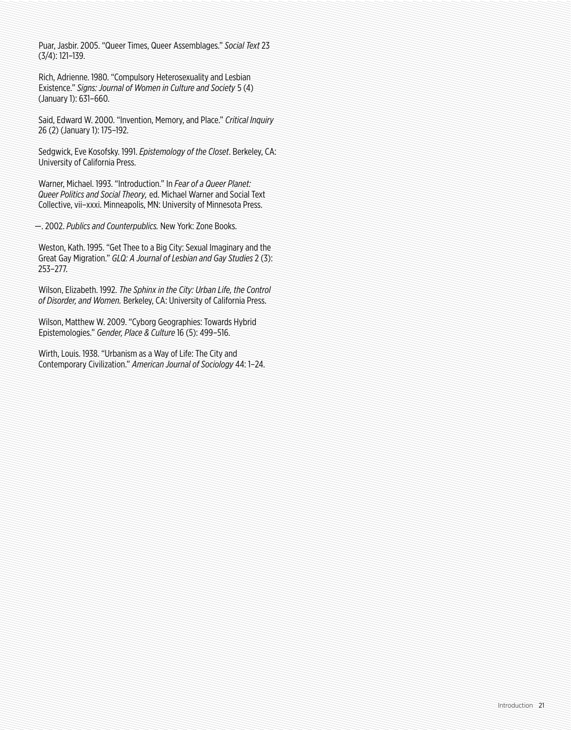Puar, Jasbir. 2005. "Queer Times, Queer Assemblages." *Social Text* 23 (3/4): 121–139.

Rich, Adrienne. 1980. "Compulsory Heterosexuality and Lesbian Existence." *Signs: Journal of Women in Culture and Society* 5 (4) (January 1): 631–660.

Said, Edward W. 2000. "Invention, Memory, and Place." *Critical Inquiry* 26 (2) (January 1): 175–192.

Sedgwick, Eve Kosofsky. 1991. *Epistemology of the Closet*. Berkeley, CA: University of California Press.

Warner, Michael. 1993. "Introduction." In *Fear of a Queer Planet: Queer Politics and Social Theory*, ed. Michael Warner and Social Text Collective, vii–xxxi. Minneapolis, MN: University of Minnesota Press.

—. 2002. *Publics and Counterpublics.* New York: Zone Books.

Weston, Kath. 1995. "Get Thee to a Big City: Sexual Imaginary and the Great Gay Migration." *GLQ: A Journal of Lesbian and Gay Studies* 2 (3): 253–277.

Wilson, Elizabeth. 1992. *The Sphinx in the City: Urban Life, the Control of Disorder, and Women.* Berkeley, CA: University of California Press.

Wilson, Matthew W. 2009. "Cyborg Geographies: Towards Hybrid Epistemologies." *Gender, Place & Culture* 16 (5): 499–516.

Wirth, Louis. 1938. "Urbanism as a Way of Life: The City and Contemporary Civilization." *American Journal of Sociology* 44: 1–24.